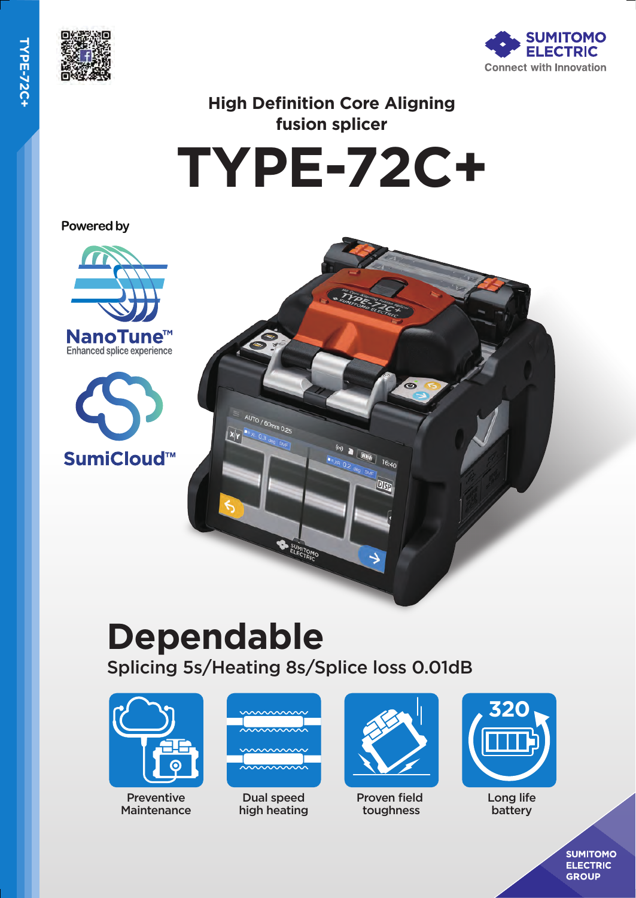SUMITOMO ELECTRIC
Connect with Innovation

## High Definition Core Aligning fusion splicer

# TYPE-72C+

Powered by

NanoTune™
Enhanced splice experience

SumiCloud™

# Dependable

Splicing 5s/Heating 8s/Splice loss 0.01dB

- Preventive Maintenance
- Dual speed high heating
- Proven field toughness
- Long life battery (320)

SUMITOMO ELECTRIC GROUP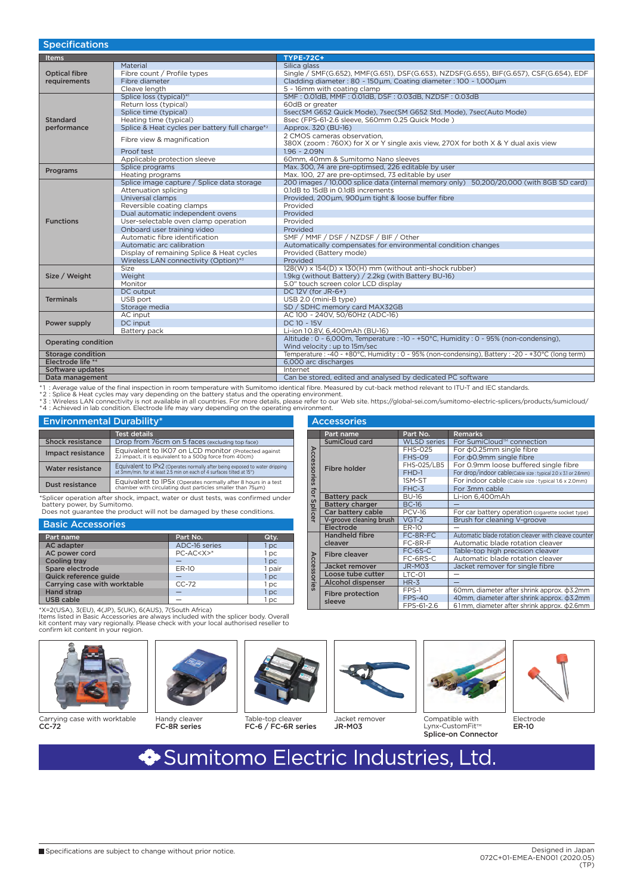## Specifications

| Items | | TYPE-72C+ |
|---|---|---|
| Optical fibre requirements | Material | Silica glass |
| | Fibre count / Profile types | Single / SMF(G.652), MMF(G.651), DSF(G.653), NZDSF(G.655), BIF(G.657), CSF(G.654), EDF |
| | Fibre diameter | Cladding diameter : 80 - 150µm, Coating diameter : 100 - 1,000µm |
| | Cleave length | 5 - 16mm with coating clamp |
| Standard performance | Splice loss (typical)*1 | SMF : 0.01dB, MMF : 0.01dB, DSF : 0.03dB, NZDSF : 0.03dB |
| | Return loss (typical) | 60dB or greater |
| | Splice time (typical) | 5sec(SM G652 Quick Mode), 7sec(SM G652 Std. Mode), 7sec(Auto Mode) |
| | Heating time (typical) | 8sec (FPS-61-2.6 sleeve, S60mm 0.25 Quick Mode ) |
| | Splice & Heat cycles per battery full charge*2 | Approx. 320 (BU-16) |
| | Fibre view & magnification | 2 CMOS cameras observation, 380X (zoom : 760X) for X or Y single axis view, 270X for both X & Y dual axis view |
| | Proof test | 1.96 - 2.09N |
| | Applicable protection sleeve | 60mm, 40mm & Sumitomo Nano sleeves |
| Programs | Splice programs | Max. 300, 74 are pre-optimsed, 226 editable by user |
| | Heating programs | Max. 100, 27 are pre-optimsed, 73 editable by user |
| Functions | Splice image capture / Splice data storage | 200 images / 10,000 splice data (internal memory only) 50,200/20,000 (with 8GB SD card) |
| | Attenuation splicing | 0.1dB to 15dB in 0.1dB increments |
| | Universal clamps | Provided, 200µm, 900µm tight & loose buffer fibre |
| | Reversible coating clamps | Provided |
| | Dual automatic independent ovens | Provided |
| | User-selectable oven clamp operation | Provided |
| | Onboard user training video | Provided |
| | Automatic fibre identification | SMF / MMF / DSF / NZDSF / BIF / Other |
| | Automatic arc calibration | Automatically compensates for environmental condition changes |
| | Display of remaining Splice & Heat cycles | Provided (Battery mode) |
| | Wireless LAN connectivity (Option)*3 | Provided |
| Size / Weight | Size | 128(W) x 154(D) x 130(H) mm (without anti-shock rubber) |
| | Weight | 1.9kg (without Battery) / 2.2kg (with Battery BU-16) |
| | Monitor | 5.0" touch screen color LCD display |
| Terminals | DC output | DC 12V (for JR-6+) |
| | USB port | USB 2.0 (mini-B type) |
| | Storage media | SD / SDHC memory card MAX32GB |
| Power supply | AC input | AC 100 - 240V, 50/60Hz (ADC-16) |
| | DC input | DC 10 - 15V |
| | Battery pack | Li-ion 10.8V, 6,400mAh (BU-16) |
| Operating condition | | Altitude : 0 - 6,000m, Temperature : -10 - +50°C, Humidity : 0 - 95% (non-condensing), Wind velocity : up to 15m/sec |
| Storage condition | | Temperature : -40 - +80°C, Humidity : 0 - 95% (non-condensing), Battery : -20 - +30°C (long term) |
| Electrode life *4 | | 6,000 arc discharges |
| Software updates | | Internet |
| Data management | | Can be stored, edited and analysed by dedicated PC software |

*1 : Average value of the final inspection in room temperature with Sumitomo identical fibre. Measured by cut-back method relevant to ITU-T and IEC standards.
*2 : Splice & Heat cycles may vary depending on the battery status and the operating environment.
*3 : Wireless LAN connectivity is not available in all countries. For more details, please refer to our Web site. https://global-sei.com/sumitomo-electric-splicers/products/sumicloud/
*4 : Achieved in lab condition. Electrode life may vary depending on the operating environment.

## Environmental Durability*

| | Test details |
|---|---|
| Shock resistance | Drop from 76cm on 5 faces (excluding top face) |
| Impact resistance | Equivalent to IK07 on LCD monitor (Protected against 2J impact, it is equivalent to a 500g force from 40cm) |
| Water resistance | Equivalent to IPx2 (Operates normally after being exposed to water dripping at 3mm/min. for at least 2.5 min on each of 4 surfaces tilted at 15°) |
| Dust resistance | Equivalent to IP5x (Operates normally after 8 hours in a test chamber with circulating dust particles smaller than 75µm) |

*Splicer operation after shock, impact, water or dust tests, was confirmed under battery power, by Sumitomo.
Does not guarantee the product will not be damaged by these conditions.

## Basic Accessories

| Part name | Part No. | Qty. |
|---|---|---|
| AC adapter | ADC-16 series | 1 pc |
| AC power cord | PC-AC<X>* | 1 pc |
| Cooling tray | — | 1 pc |
| Spare electrode | ER-10 | 1 pair |
| Quick reference guide | — | 1 pc |
| Carrying case with worktable | CC-72 | 1 pc |
| Hand strap | — | 1 pc |
| USB cable | — | 1 pc |

*X=2(USA), 3(EU), 4(JP), 5(UK), 6(AUS), 7(South Africa)
Items listed in Basic Accessories are always included with the splicer body. Overall kit content may vary regionally. Please check with your local authorised reseller to confirm kit content in your region.

## Accessories

| | Part name | Part No. | Remarks |
|---|---|---|---|
| Accessories for Splicer | SumiCloud card | WLSD series | For SumiCloud™ connection |
| | Fibre holder | FHS-025 | For ϕ0.25mm single fibre |
| | | FHS-09 | For ϕ0.9mm single fibre |
| | | FHS-025/LB5 | For 0.9mm loose buffered single fibre |
| | | FHD-1 | For drop/indoor cable(Cable size : typical 2.0 x 3.1 or 2.6mm) |
| | | 1SM-ST | For indoor cable (Cable size : typical 1.6 x 2.0mm) |
| | | FHC-3 | For 3mm cable |
| | Battery pack | BU-16 | Li-ion 6,400mAh |
| | Battery charger | BC-16 | — |
| | Car battery cable | PCV-16 | For car battery operation (cigarette socket type) |
| | V-groove cleaning brush | VGT-2 | Brush for cleaning V-groove |
| | Electrode | ER-10 | — |
| Accessories | Handheld fibre cleaver | FC-8R-FC | Automatic blade rotation cleaver with cleave counter |
| | | FC-8R-F | Automatic blade rotation cleaver |
| | Fibre cleaver | FC-6S-C | Table-top high precision cleaver |
| | | FC-6RS-C | Automatic blade rotation cleaver |
| | Jacket remover | JR-M03 | Jacket remover for single fibre |
| | Loose tube cutter | LTC-01 | — |
| | Alcohol dispenser | HR-3 | — |
| | Fibre protection sleeve | FPS-1 | 60mm, diameter after shrink approx. ϕ3.2mm |
| | | FPS-40 | 40mm, diameter after shrink approx. ϕ3.2mm |
| | | FPS-61-2.6 | 61mm, diameter after shrink approx. ϕ2.6mm |

Carrying case with worktable
**CC-72**

Handy cleaver
**FC-8R series**

Table-top cleaver
**FC-6 / FC-6R series**

Jacket remover
**JR-M03**

Compatible with Lynx-CustomFit™
**Splice-on Connector**

Electrode
**ER-10**

**Sumitomo Electric Industries, Ltd.**

Specifications are subject to change without prior notice.

Designed in Japan
072C+01-EMEA-EN001 (2020.05)
(TP)